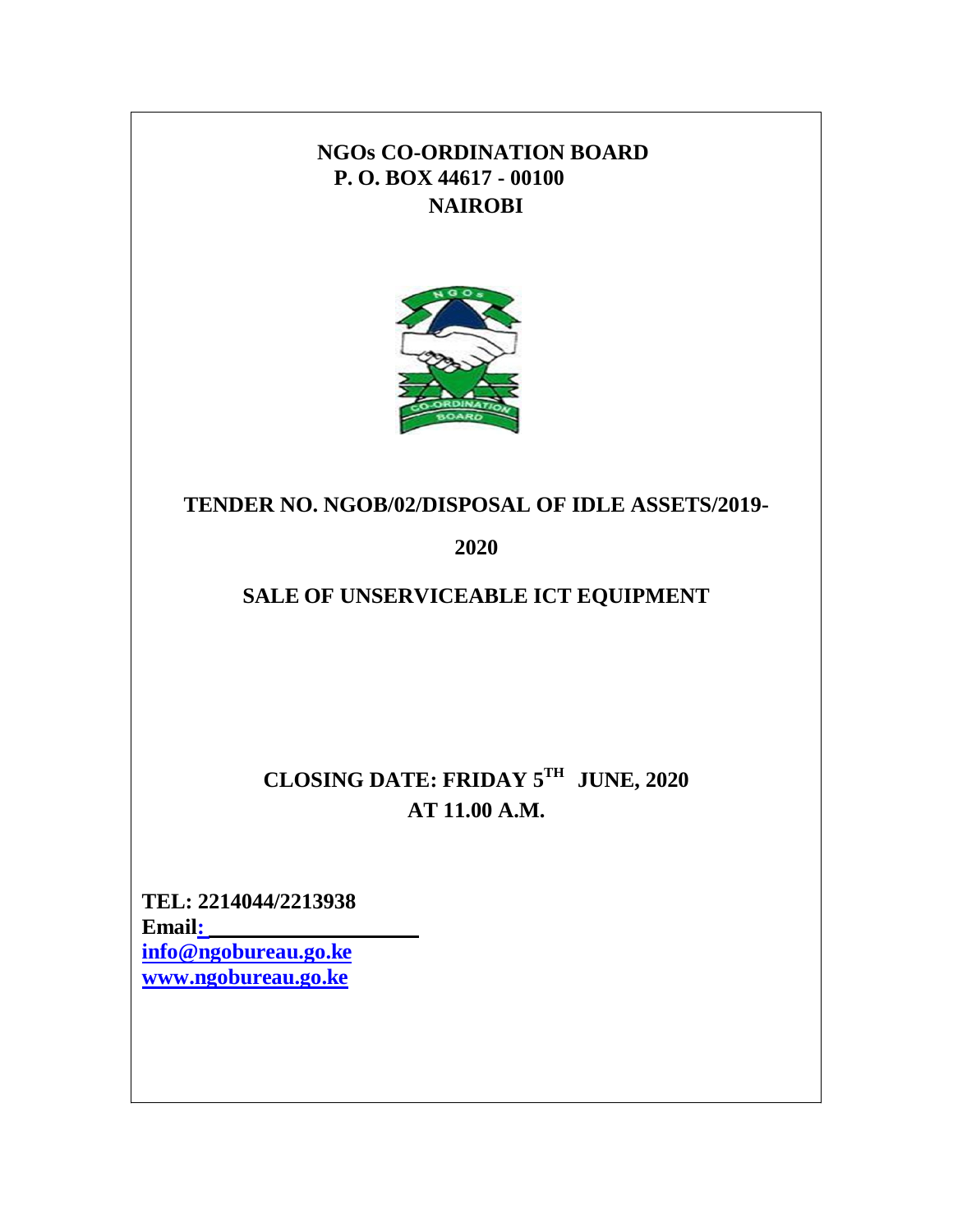# NGOs CO-ORDINATION BOARD

**P. O. BOX 44617 - 00100**

**NAIROBI**

## TENDER NO. NGOB/02/DISPOSAL OF IDLE ASSETS/2019-2020

## SALE OF UNSERVICEABLE ICT EQUIPMENT

**CLOSING DATE: FRIDAY 5TH JUNE, 2020**

**AT 11.00 A.M.**

**TEL: 2214044/2213938**

**Email:**

**info@ngobureau.go.ke**

**www.ngobureau.go.ke**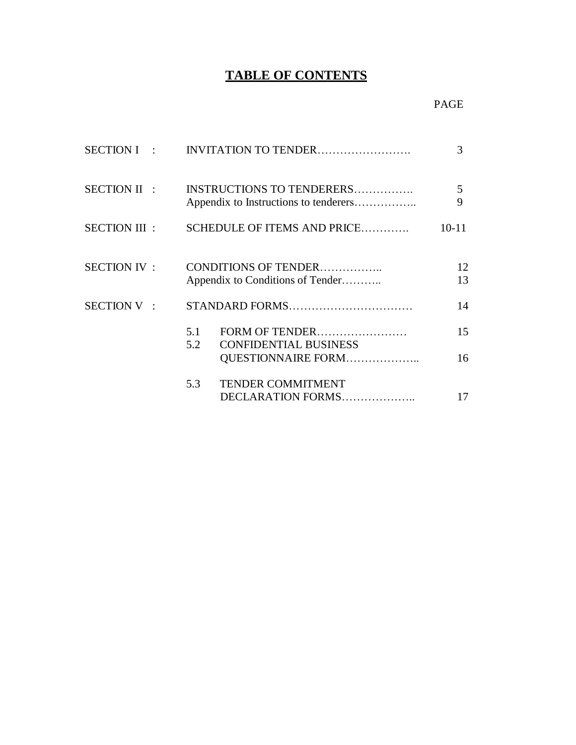# TABLE OF CONTENTS

| | | PAGE |
|---|---|---|
| SECTION I : | INVITATION TO TENDER……………………. | 3 |
| SECTION II : | INSTRUCTIONS TO TENDERERS……………. | 5 |
| | Appendix to Instructions to tenderers…………….. | 9 |
| SECTION III : | SCHEDULE OF ITEMS AND PRICE…………. | 10-11 |
| SECTION IV : | CONDITIONS OF TENDER…………….. | 12 |
| | Appendix to Conditions of Tender……….. | 13 |
| SECTION V : | STANDARD FORMS…………………………… | 14 |
| | 5.1 FORM OF TENDER…………………… | 15 |
| | 5.2 CONFIDENTIAL BUSINESS QUESTIONNAIRE FORM……………….. | 16 |
| | 5.3 TENDER COMMITMENT DECLARATION FORMS……………….. | 17 |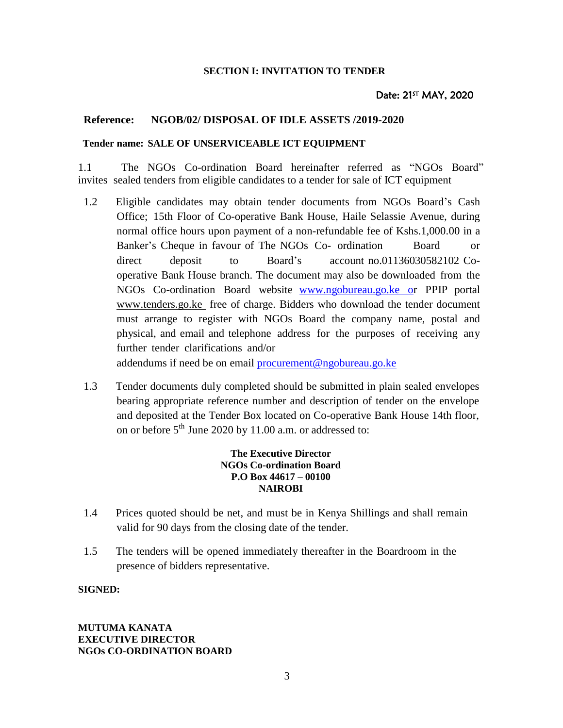## SECTION I: INVITATION TO TENDER

Date: 21ST MAY, 2020

**Reference: NGOB/02/ DISPOSAL OF IDLE ASSETS /2019-2020**

**Tender name: SALE OF UNSERVICEABLE ICT EQUIPMENT**

1.1 The NGOs Co-ordination Board hereinafter referred as "NGOs Board" invites sealed tenders from eligible candidates to a tender for sale of ICT equipment

1.2 Eligible candidates may obtain tender documents from NGOs Board's Cash Office; 15th Floor of Co-operative Bank House, Haile Selassie Avenue, during normal office hours upon payment of a non-refundable fee of Kshs.1,000.00 in a Banker's Cheque in favour of The NGOs Co- ordination Board or direct deposit to Board's account no.01136030582102 Co-operative Bank House branch. The document may also be downloaded from the NGOs Co-ordination Board website www.ngobureau.go.ke or PPIP portal www.tenders.go.ke free of charge. Bidders who download the tender document must arrange to register with NGOs Board the company name, postal and physical, and email and telephone address for the purposes of receiving any further tender clarifications and/or addendums if need be on email procurement@ngobureau.go.ke

1.3 Tender documents duly completed should be submitted in plain sealed envelopes bearing appropriate reference number and description of tender on the envelope and deposited at the Tender Box located on Co-operative Bank House 14th floor, on or before 5th June 2020 by 11.00 a.m. or addressed to:

**The Executive Director**
**NGOs Co-ordination Board**
**P.O Box 44617 – 00100**
**NAIROBI**

1.4 Prices quoted should be net, and must be in Kenya Shillings and shall remain valid for 90 days from the closing date of the tender.

1.5 The tenders will be opened immediately thereafter in the Boardroom in the presence of bidders representative.

**SIGNED:**

**MUTUMA KANATA**
**EXECUTIVE DIRECTOR**
**NGOs CO-ORDINATION BOARD**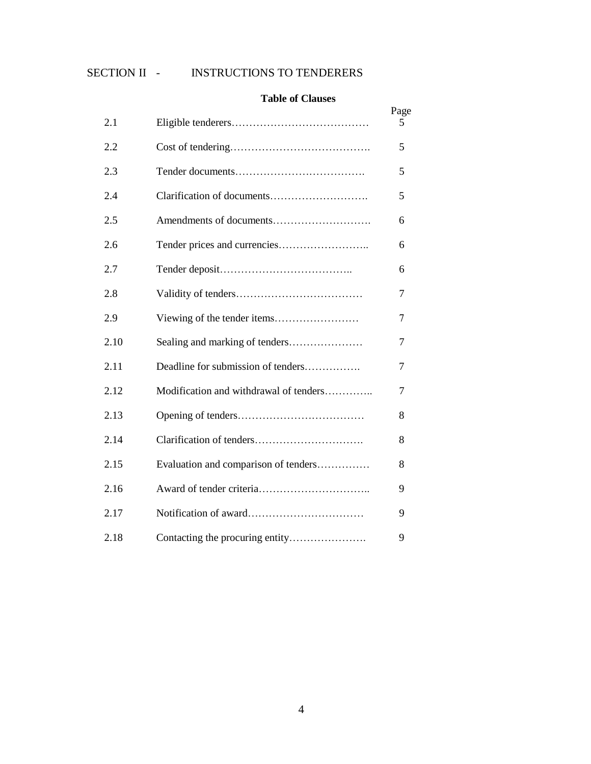## SECTION II - INSTRUCTIONS TO TENDERERS

**Table of Clauses**

| | | Page |
|---|---|---|
| 2.1 | Eligible tenderers………………………………… | 5 |
| 2.2 | Cost of tendering…………………………………. | 5 |
| 2.3 | Tender documents………………….……………. | 5 |
| 2.4 | Clarification of documents………………………. | 5 |
| 2.5 | Amendments of documents………………………. | 6 |
| 2.6 | Tender prices and currencies…………………….. | 6 |
| 2.7 | Tender deposit……………………………….. | 6 |
| 2.8 | Validity of tenders……………………………… | 7 |
| 2.9 | Viewing of the tender items…………………… | 7 |
| 2.10 | Sealing and marking of tenders………………… | 7 |
| 2.11 | Deadline for submission of tenders……………. | 7 |
| 2.12 | Modification and withdrawal of tenders………….. | 7 |
| 2.13 | Opening of tenders……………………………… | 8 |
| 2.14 | Clarification of tenders…………………………. | 8 |
| 2.15 | Evaluation and comparison of tenders…………… | 8 |
| 2.16 | Award of tender criteria………………………….. | 9 |
| 2.17 | Notification of award…………………………… | 9 |
| 2.18 | Contacting the procuring entity…………………. | 9 |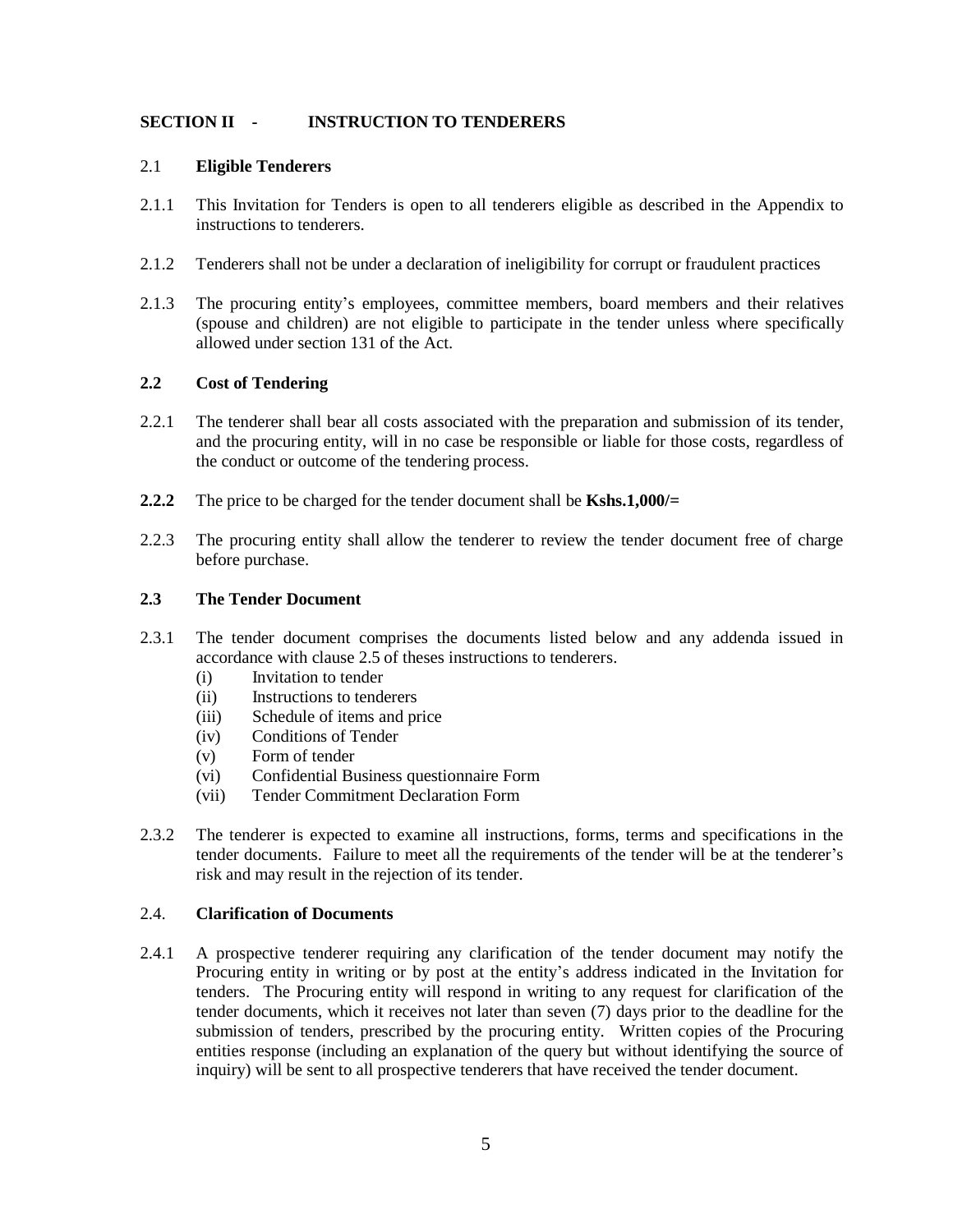## SECTION II - INSTRUCTION TO TENDERERS

### 2.1 Eligible Tenderers

2.1.1 This Invitation for Tenders is open to all tenderers eligible as described in the Appendix to instructions to tenderers.

2.1.2 Tenderers shall not be under a declaration of ineligibility for corrupt or fraudulent practices

2.1.3 The procuring entity's employees, committee members, board members and their relatives (spouse and children) are not eligible to participate in the tender unless where specifically allowed under section 131 of the Act.

### 2.2 Cost of Tendering

2.2.1 The tenderer shall bear all costs associated with the preparation and submission of its tender, and the procuring entity, will in no case be responsible or liable for those costs, regardless of the conduct or outcome of the tendering process.

**2.2.2** The price to be charged for the tender document shall be **Kshs.1,000/=**

2.2.3 The procuring entity shall allow the tenderer to review the tender document free of charge before purchase.

### 2.3 The Tender Document

2.3.1 The tender document comprises the documents listed below and any addenda issued in accordance with clause 2.5 of theses instructions to tenderers.

- (i) Invitation to tender
- (ii) Instructions to tenderers
- (iii) Schedule of items and price
- (iv) Conditions of Tender
- (v) Form of tender
- (vi) Confidential Business questionnaire Form
- (vii) Tender Commitment Declaration Form

2.3.2 The tenderer is expected to examine all instructions, forms, terms and specifications in the tender documents. Failure to meet all the requirements of the tender will be at the tenderer's risk and may result in the rejection of its tender.

### 2.4. Clarification of Documents

2.4.1 A prospective tenderer requiring any clarification of the tender document may notify the Procuring entity in writing or by post at the entity's address indicated in the Invitation for tenders. The Procuring entity will respond in writing to any request for clarification of the tender documents, which it receives not later than seven (7) days prior to the deadline for the submission of tenders, prescribed by the procuring entity. Written copies of the Procuring entities response (including an explanation of the query but without identifying the source of inquiry) will be sent to all prospective tenderers that have received the tender document.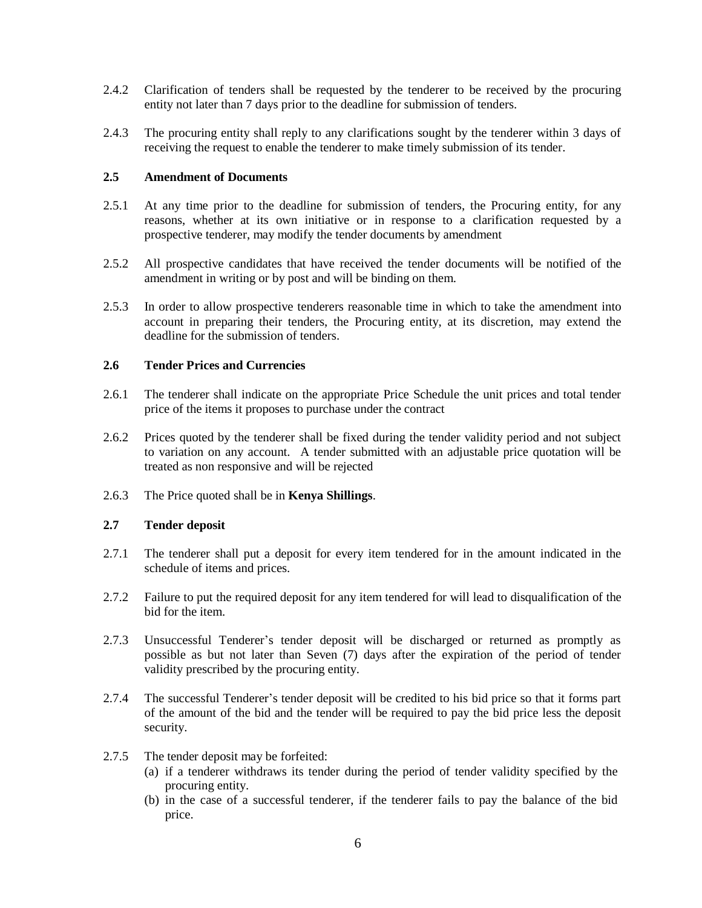2.4.2 Clarification of tenders shall be requested by the tenderer to be received by the procuring entity not later than 7 days prior to the deadline for submission of tenders.

2.4.3 The procuring entity shall reply to any clarifications sought by the tenderer within 3 days of receiving the request to enable the tenderer to make timely submission of its tender.

### 2.5 Amendment of Documents

2.5.1 At any time prior to the deadline for submission of tenders, the Procuring entity, for any reasons, whether at its own initiative or in response to a clarification requested by a prospective tenderer, may modify the tender documents by amendment

2.5.2 All prospective candidates that have received the tender documents will be notified of the amendment in writing or by post and will be binding on them.

2.5.3 In order to allow prospective tenderers reasonable time in which to take the amendment into account in preparing their tenders, the Procuring entity, at its discretion, may extend the deadline for the submission of tenders.

### 2.6 Tender Prices and Currencies

2.6.1 The tenderer shall indicate on the appropriate Price Schedule the unit prices and total tender price of the items it proposes to purchase under the contract

2.6.2 Prices quoted by the tenderer shall be fixed during the tender validity period and not subject to variation on any account. A tender submitted with an adjustable price quotation will be treated as non responsive and will be rejected

2.6.3 The Price quoted shall be in **Kenya Shillings**.

### 2.7 Tender deposit

2.7.1 The tenderer shall put a deposit for every item tendered for in the amount indicated in the schedule of items and prices.

2.7.2 Failure to put the required deposit for any item tendered for will lead to disqualification of the bid for the item.

2.7.3 Unsuccessful Tenderer's tender deposit will be discharged or returned as promptly as possible as but not later than Seven (7) days after the expiration of the period of tender validity prescribed by the procuring entity.

2.7.4 The successful Tenderer's tender deposit will be credited to his bid price so that it forms part of the amount of the bid and the tender will be required to pay the bid price less the deposit security.

2.7.5 The tender deposit may be forfeited:

(a) if a tenderer withdraws its tender during the period of tender validity specified by the procuring entity.

(b) in the case of a successful tenderer, if the tenderer fails to pay the balance of the bid price.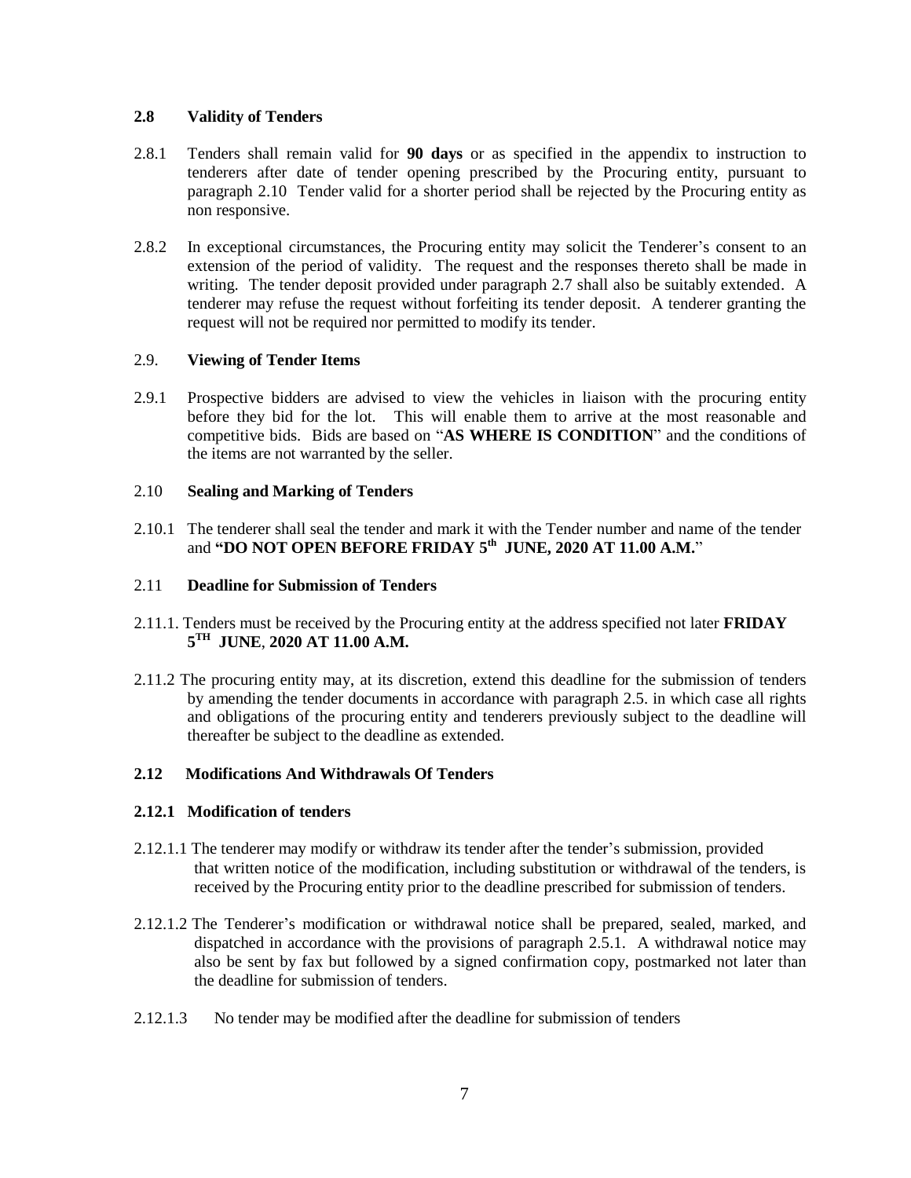### 2.8 Validity of Tenders

2.8.1 Tenders shall remain valid for **90 days** or as specified in the appendix to instruction to tenderers after date of tender opening prescribed by the Procuring entity, pursuant to paragraph 2.10 Tender valid for a shorter period shall be rejected by the Procuring entity as non responsive.

2.8.2 In exceptional circumstances, the Procuring entity may solicit the Tenderer's consent to an extension of the period of validity. The request and the responses thereto shall be made in writing. The tender deposit provided under paragraph 2.7 shall also be suitably extended. A tenderer may refuse the request without forfeiting its tender deposit. A tenderer granting the request will not be required nor permitted to modify its tender.

### 2.9. Viewing of Tender Items

2.9.1 Prospective bidders are advised to view the vehicles in liaison with the procuring entity before they bid for the lot. This will enable them to arrive at the most reasonable and competitive bids. Bids are based on "**AS WHERE IS CONDITION**" and the conditions of the items are not warranted by the seller.

### 2.10 Sealing and Marking of Tenders

2.10.1 The tenderer shall seal the tender and mark it with the Tender number and name of the tender and **"DO NOT OPEN BEFORE FRIDAY 5th JUNE, 2020 AT 11.00 A.M.**"

### 2.11 Deadline for Submission of Tenders

2.11.1. Tenders must be received by the Procuring entity at the address specified not later **FRIDAY 5TH JUNE**, **2020 AT 11.00 A.M.**

2.11.2 The procuring entity may, at its discretion, extend this deadline for the submission of tenders by amending the tender documents in accordance with paragraph 2.5. in which case all rights and obligations of the procuring entity and tenderers previously subject to the deadline will thereafter be subject to the deadline as extended.

### 2.12 Modifications And Withdrawals Of Tenders

#### 2.12.1 Modification of tenders

2.12.1.1 The tenderer may modify or withdraw its tender after the tender's submission, provided that written notice of the modification, including substitution or withdrawal of the tenders, is received by the Procuring entity prior to the deadline prescribed for submission of tenders.

2.12.1.2 The Tenderer's modification or withdrawal notice shall be prepared, sealed, marked, and dispatched in accordance with the provisions of paragraph 2.5.1. A withdrawal notice may also be sent by fax but followed by a signed confirmation copy, postmarked not later than the deadline for submission of tenders.

2.12.1.3 No tender may be modified after the deadline for submission of tenders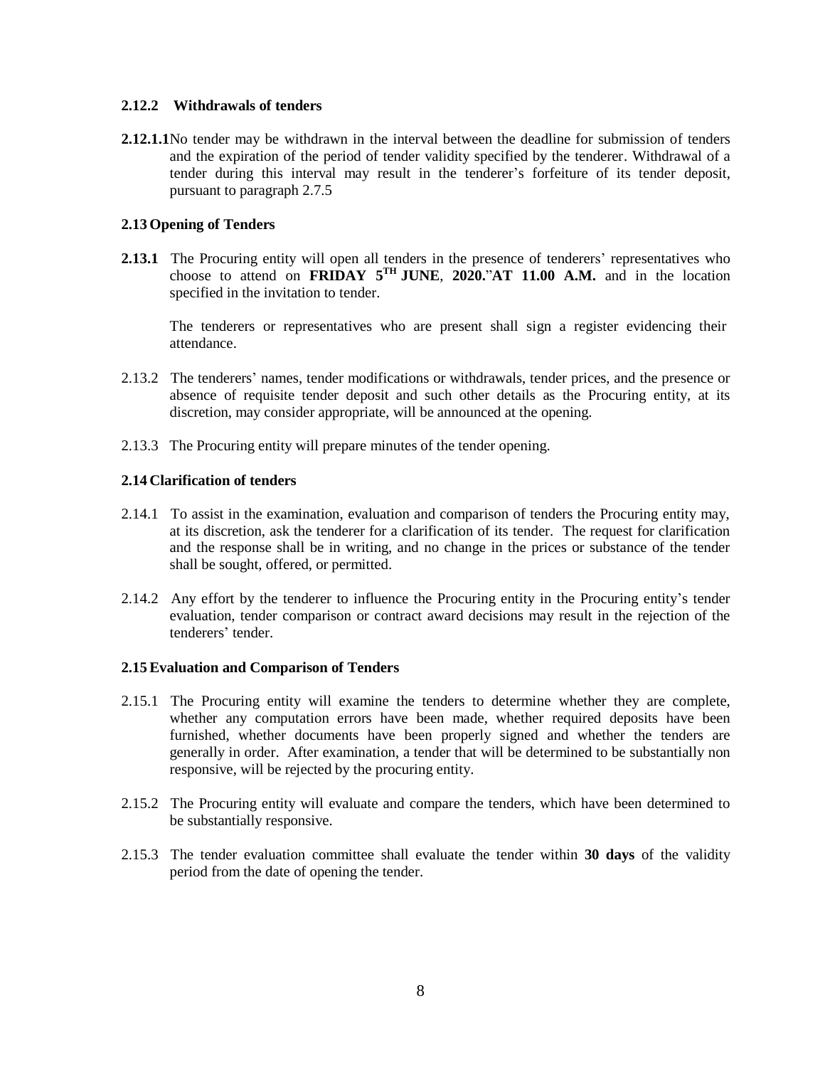#### 2.12.2 Withdrawals of tenders

**2.12.1.1** No tender may be withdrawn in the interval between the deadline for submission of tenders and the expiration of the period of tender validity specified by the tenderer. Withdrawal of a tender during this interval may result in the tenderer's forfeiture of its tender deposit, pursuant to paragraph 2.7.5

### 2.13 Opening of Tenders

**2.13.1** The Procuring entity will open all tenders in the presence of tenderers' representatives who choose to attend on **FRIDAY 5TH JUNE**, **2020.**"**AT 11.00 A.M.** and in the location specified in the invitation to tender.

The tenderers or representatives who are present shall sign a register evidencing their attendance.

2.13.2 The tenderers' names, tender modifications or withdrawals, tender prices, and the presence or absence of requisite tender deposit and such other details as the Procuring entity, at its discretion, may consider appropriate, will be announced at the opening.

2.13.3 The Procuring entity will prepare minutes of the tender opening.

### 2.14 Clarification of tenders

2.14.1 To assist in the examination, evaluation and comparison of tenders the Procuring entity may, at its discretion, ask the tenderer for a clarification of its tender. The request for clarification and the response shall be in writing, and no change in the prices or substance of the tender shall be sought, offered, or permitted.

2.14.2 Any effort by the tenderer to influence the Procuring entity in the Procuring entity's tender evaluation, tender comparison or contract award decisions may result in the rejection of the tenderers' tender.

### 2.15 Evaluation and Comparison of Tenders

2.15.1 The Procuring entity will examine the tenders to determine whether they are complete, whether any computation errors have been made, whether required deposits have been furnished, whether documents have been properly signed and whether the tenders are generally in order. After examination, a tender that will be determined to be substantially non responsive, will be rejected by the procuring entity.

2.15.2 The Procuring entity will evaluate and compare the tenders, which have been determined to be substantially responsive.

2.15.3 The tender evaluation committee shall evaluate the tender within **30 days** of the validity period from the date of opening the tender.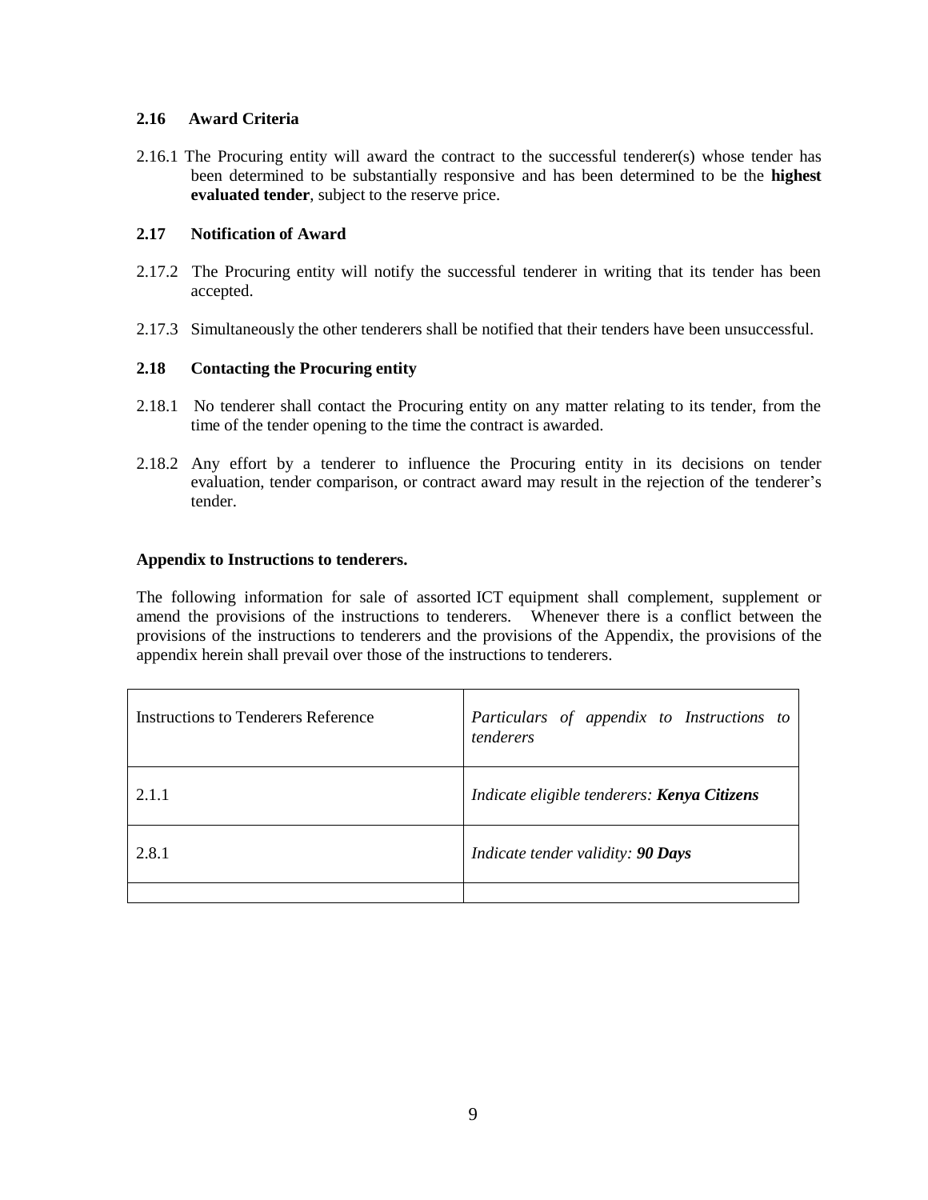**2.16 Award Criteria**

2.16.1 The Procuring entity will award the contract to the successful tenderer(s) whose tender has been determined to be substantially responsive and has been determined to be the **highest evaluated tender**, subject to the reserve price.

**2.17 Notification of Award**

2.17.2 The Procuring entity will notify the successful tenderer in writing that its tender has been accepted.

2.17.3 Simultaneously the other tenderers shall be notified that their tenders have been unsuccessful.

**2.18 Contacting the Procuring entity**

2.18.1 No tenderer shall contact the Procuring entity on any matter relating to its tender, from the time of the tender opening to the time the contract is awarded.

2.18.2 Any effort by a tenderer to influence the Procuring entity in its decisions on tender evaluation, tender comparison, or contract award may result in the rejection of the tenderer's tender.

**Appendix to Instructions to tenderers.**

The following information for sale of assorted ICT equipment shall complement, supplement or amend the provisions of the instructions to tenderers. Whenever there is a conflict between the provisions of the instructions to tenderers and the provisions of the Appendix, the provisions of the appendix herein shall prevail over those of the instructions to tenderers.

| Instructions to Tenderers Reference | *Particulars of appendix to Instructions to tenderers* |
|---|---|
| 2.1.1 | *Indicate eligible tenderers: **Kenya Citizens*** |
| 2.8.1 | *Indicate tender validity: **90 Days*** |
| | |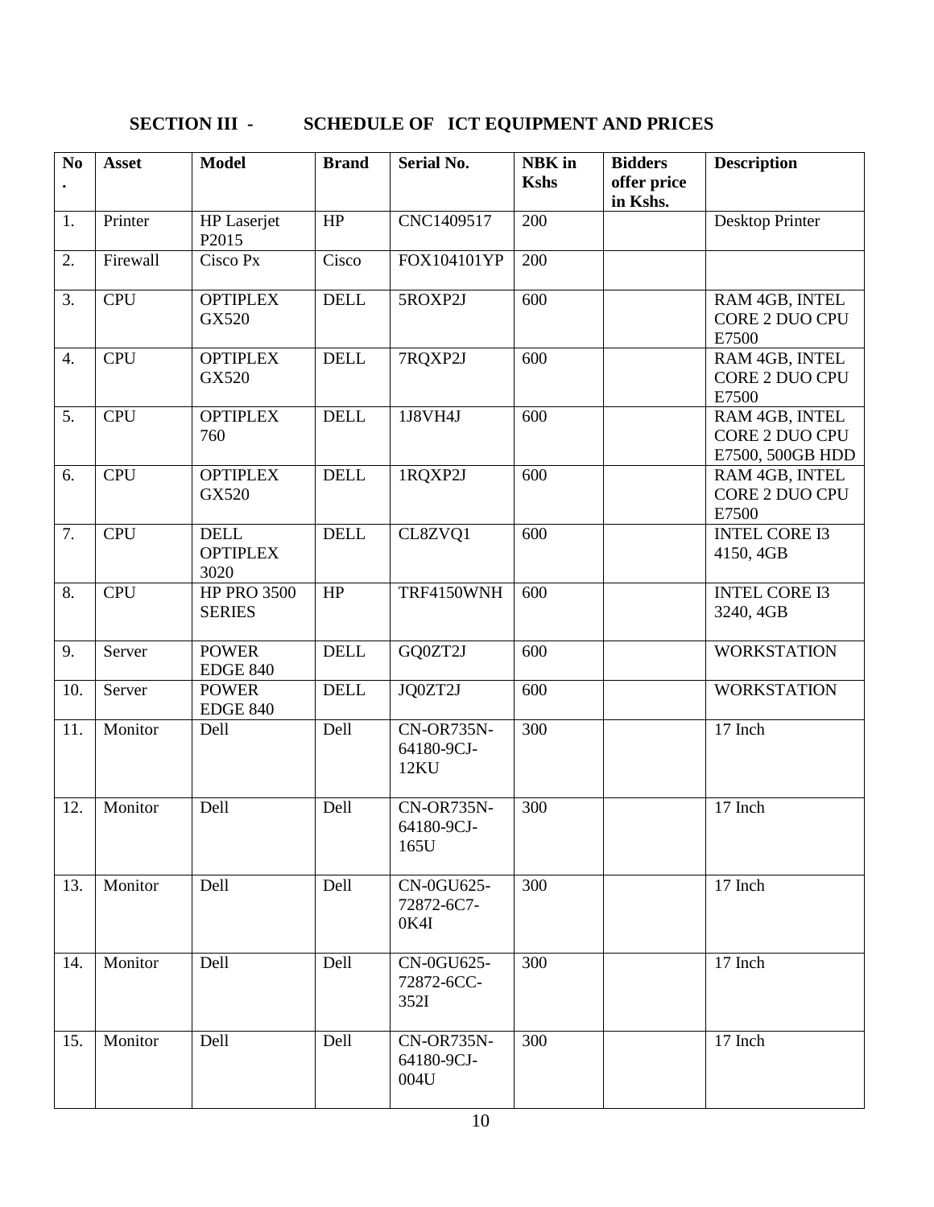## SECTION III - SCHEDULE OF ICT EQUIPMENT AND PRICES

| No. | Asset | Model | Brand | Serial No. | NBK in Kshs | Bidders offer price in Kshs. | Description |
|---|---|---|---|---|---|---|---|
| 1. | Printer | HP Laserjet P2015 | HP | CNC1409517 | 200 | | Desktop Printer |
| 2. | Firewall | Cisco Px | Cisco | FOX104101YP | 200 | | |
| 3. | CPU | OPTIPLEX GX520 | DELL | 5ROXP2J | 600 | | RAM 4GB, INTEL CORE 2 DUO CPU E7500 |
| 4. | CPU | OPTIPLEX GX520 | DELL | 7RQXP2J | 600 | | RAM 4GB, INTEL CORE 2 DUO CPU E7500 |
| 5. | CPU | OPTIPLEX 760 | DELL | 1J8VH4J | 600 | | RAM 4GB, INTEL CORE 2 DUO CPU E7500, 500GB HDD |
| 6. | CPU | OPTIPLEX GX520 | DELL | 1RQXP2J | 600 | | RAM 4GB, INTEL CORE 2 DUO CPU E7500 |
| 7. | CPU | DELL OPTIPLEX 3020 | DELL | CL8ZVQ1 | 600 | | INTEL CORE I3 4150, 4GB |
| 8. | CPU | HP PRO 3500 SERIES | HP | TRF4150WNH | 600 | | INTEL CORE I3 3240, 4GB |
| 9. | Server | POWER EDGE 840 | DELL | GQ0ZT2J | 600 | | WORKSTATION |
| 10. | Server | POWER EDGE 840 | DELL | JQ0ZT2J | 600 | | WORKSTATION |
| 11. | Monitor | Dell | Dell | CN-OR735N-64180-9CJ-12KU | 300 | | 17 Inch |
| 12. | Monitor | Dell | Dell | CN-OR735N-64180-9CJ-165U | 300 | | 17 Inch |
| 13. | Monitor | Dell | Dell | CN-0GU625-72872-6C7-0K4I | 300 | | 17 Inch |
| 14. | Monitor | Dell | Dell | CN-0GU625-72872-6CC-352I | 300 | | 17 Inch |
| 15. | Monitor | Dell | Dell | CN-OR735N-64180-9CJ-004U | 300 | | 17 Inch |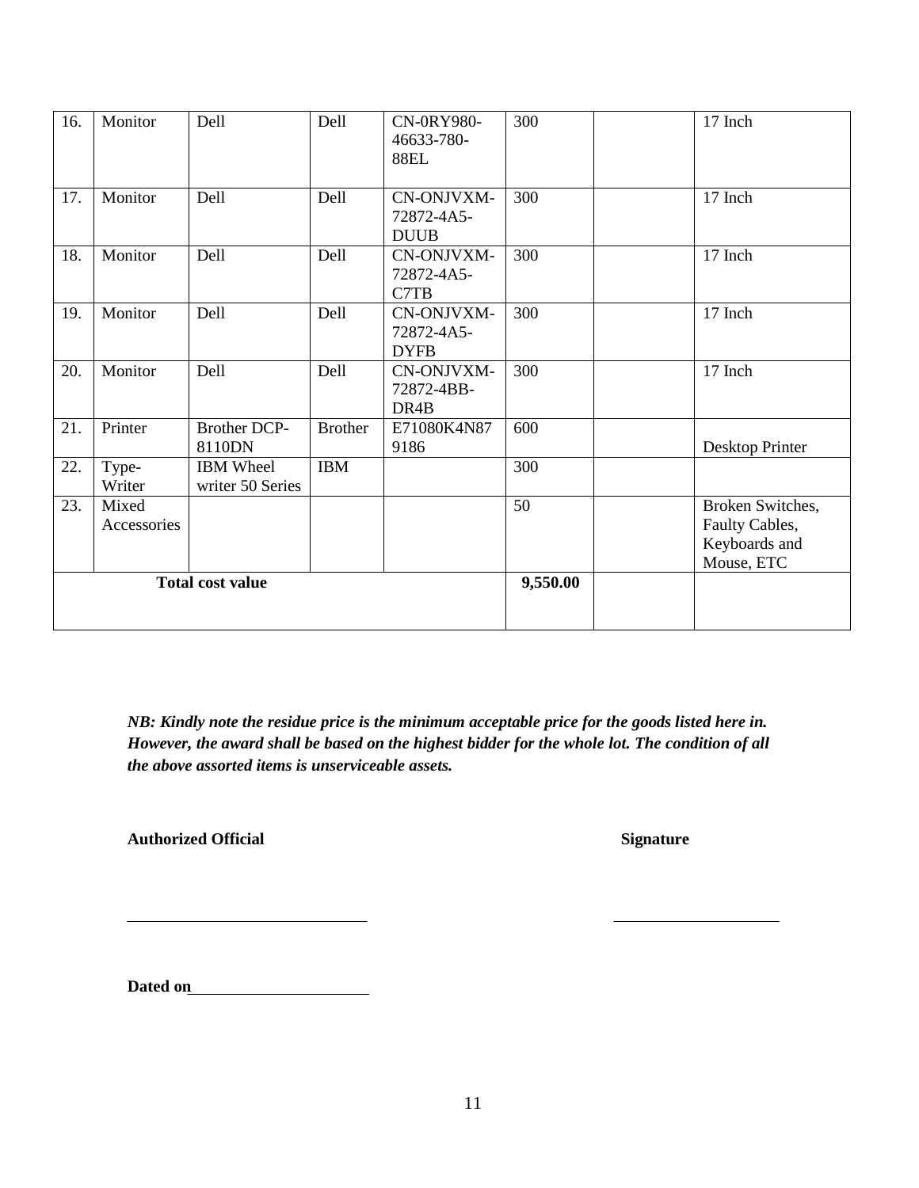| 16. | Monitor | Dell | Dell | CN-0RY980-46633-780-88EL | 300 | | 17 Inch |
|---|---|---|---|---|---|---|---|
| 17. | Monitor | Dell | Dell | CN-ONJVXM-72872-4A5-DUUB | 300 | | 17 Inch |
| 18. | Monitor | Dell | Dell | CN-ONJVXM-72872-4A5-C7TB | 300 | | 17 Inch |
| 19. | Monitor | Dell | Dell | CN-ONJVXM-72872-4A5-DYFB | 300 | | 17 Inch |
| 20. | Monitor | Dell | Dell | CN-ONJVXM-72872-4BB-DR4B | 300 | | 17 Inch |
| 21. | Printer | Brother DCP-8110DN | Brother | E71080K4N879186 | 600 | | Desktop Printer |
| 22. | Type-Writer | IBM Wheel writer 50 Series | IBM | | 300 | | |
| 23. | Mixed Accessories | | | | 50 | | Broken Switches, Faulty Cables, Keyboards and Mouse, ETC |
| **Total cost value** | | | | | **9,550.00** | | |

***NB: Kindly note the residue price is the minimum acceptable price for the goods listed here in. However, the award shall be based on the highest bidder for the whole lot. The condition of all the above assorted items is unserviceable assets.***

**Authorized Official** **Signature**

\_\_\_\_\_\_\_\_\_\_\_\_\_\_\_\_\_\_\_\_\_\_\_\_\_\_\_\_\_ \_\_\_\_\_\_\_\_\_\_\_\_\_\_\_\_\_\_\_\_

**Dated on**\_\_\_\_\_\_\_\_\_\_\_\_\_\_\_\_\_\_\_\_\_\_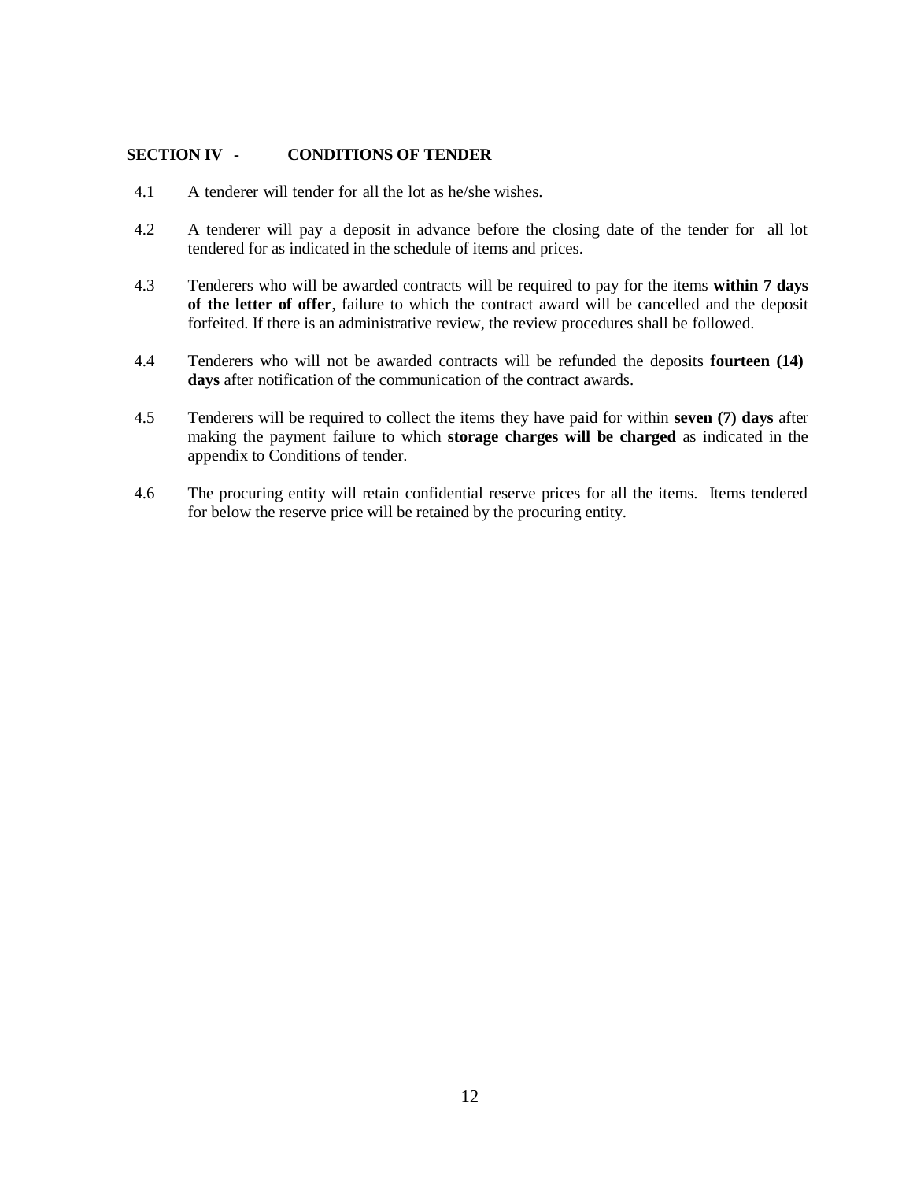## SECTION IV - CONDITIONS OF TENDER

4.1 A tenderer will tender for all the lot as he/she wishes.

4.2 A tenderer will pay a deposit in advance before the closing date of the tender for all lot tendered for as indicated in the schedule of items and prices.

4.3 Tenderers who will be awarded contracts will be required to pay for the items **within 7 days of the letter of offer**, failure to which the contract award will be cancelled and the deposit forfeited. If there is an administrative review, the review procedures shall be followed.

4.4 Tenderers who will not be awarded contracts will be refunded the deposits **fourteen (14) days** after notification of the communication of the contract awards.

4.5 Tenderers will be required to collect the items they have paid for within **seven (7) days** after making the payment failure to which **storage charges will be charged** as indicated in the appendix to Conditions of tender.

4.6 The procuring entity will retain confidential reserve prices for all the items. Items tendered for below the reserve price will be retained by the procuring entity.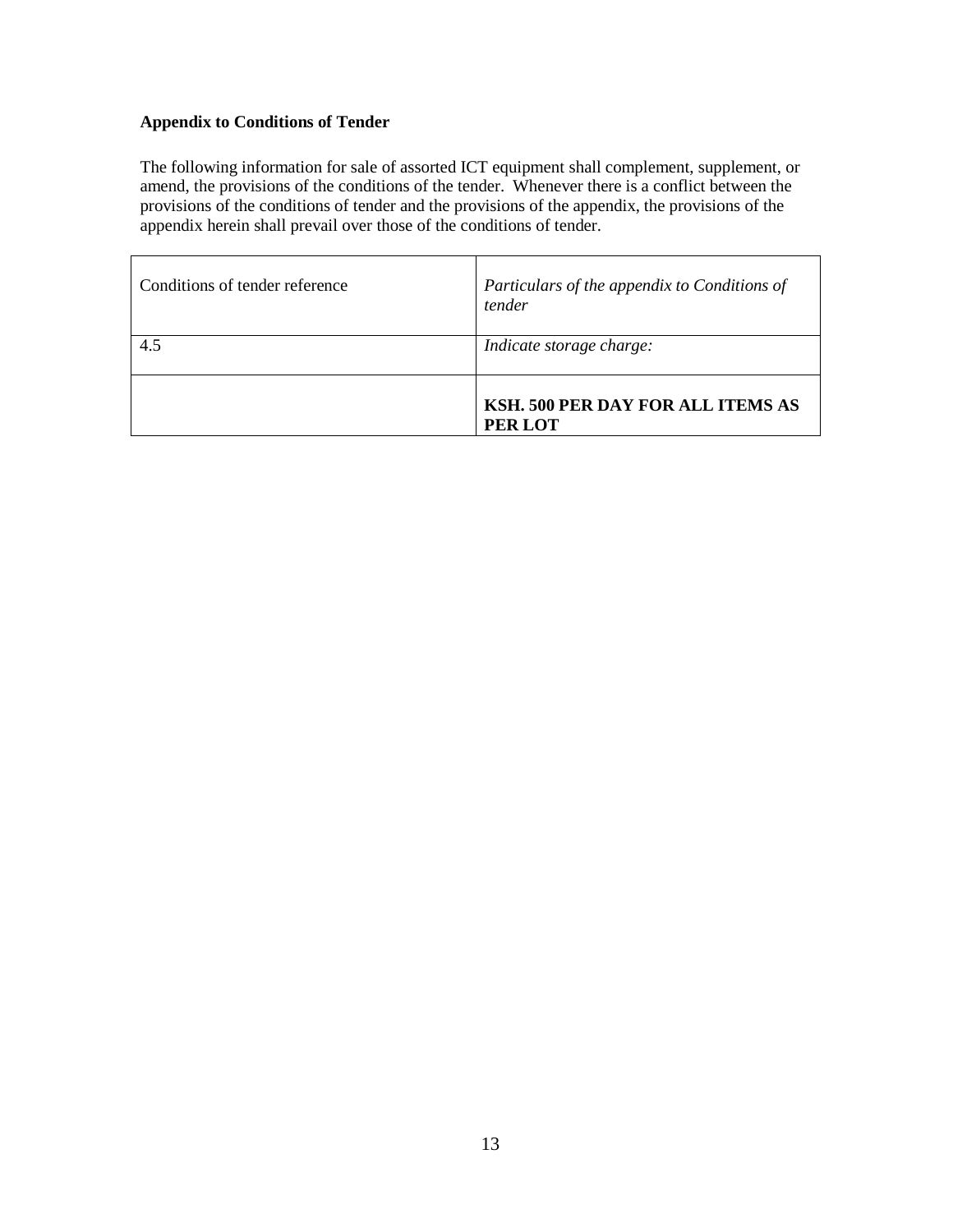**Appendix to Conditions of Tender**

The following information for sale of assorted ICT equipment shall complement, supplement, or amend, the provisions of the conditions of the tender. Whenever there is a conflict between the provisions of the conditions of tender and the provisions of the appendix, the provisions of the appendix herein shall prevail over those of the conditions of tender.

| Conditions of tender reference | *Particulars of the appendix to Conditions of tender* |
|---|---|
| 4.5 | *Indicate storage charge:* |
| | **KSH. 500 PER DAY FOR ALL ITEMS AS PER LOT** |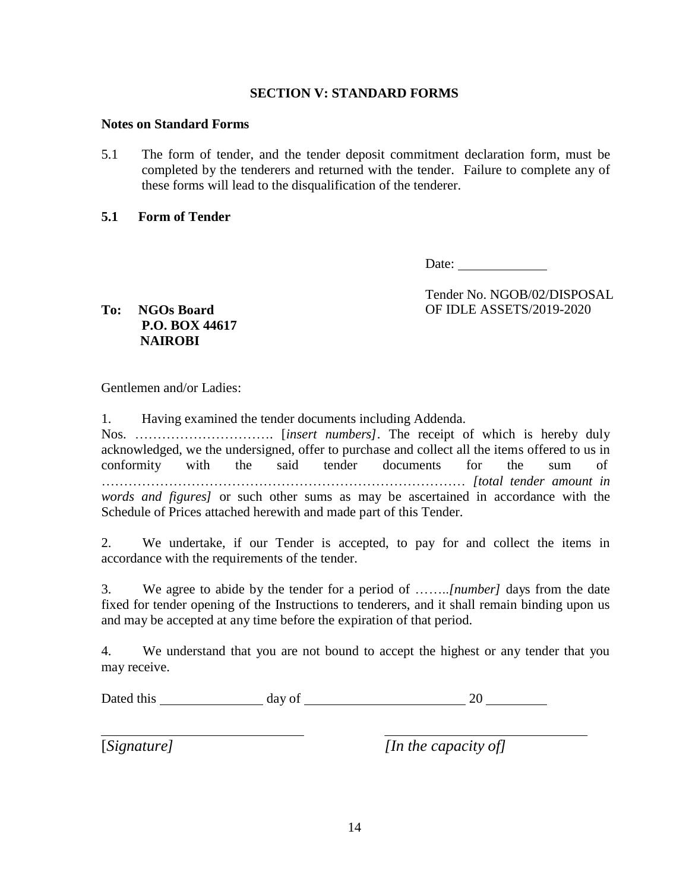**SECTION V: STANDARD FORMS**

**Notes on Standard Forms**

5.1 The form of tender, and the tender deposit commitment declaration form, must be completed by the tenderers and returned with the tender. Failure to complete any of these forms will lead to the disqualification of the tenderer.

**5.1 Form of Tender**

Date: ______________

Tender No. NGOB/02/DISPOSAL OF IDLE ASSETS/2019-2020

**To: NGOs Board**
**P.O. BOX 44617**
**NAIROBI**

Gentlemen and/or Ladies:

1. Having examined the tender documents including Addenda.
Nos. …………………………. [*insert numbers]*. The receipt of which is hereby duly acknowledged, we the undersigned, offer to purchase and collect all the items offered to us in conformity with the said tender documents for the sum of ……………………………………………………………………… *[total tender amount in words and figures]* or such other sums as may be ascertained in accordance with the Schedule of Prices attached herewith and made part of this Tender.

2. We undertake, if our Tender is accepted, to pay for and collect the items in accordance with the requirements of the tender.

3. We agree to abide by the tender for a period of ……..*[number]* days from the date fixed for tender opening of the Instructions to tenderers, and it shall remain binding upon us and may be accepted at any time before the expiration of that period.

4. We understand that you are not bound to accept the highest or any tender that you may receive.

Dated this ________________ day of __________________________ 20 __________

______________________________ ______________________________

[*Signature]* *[In the capacity of]*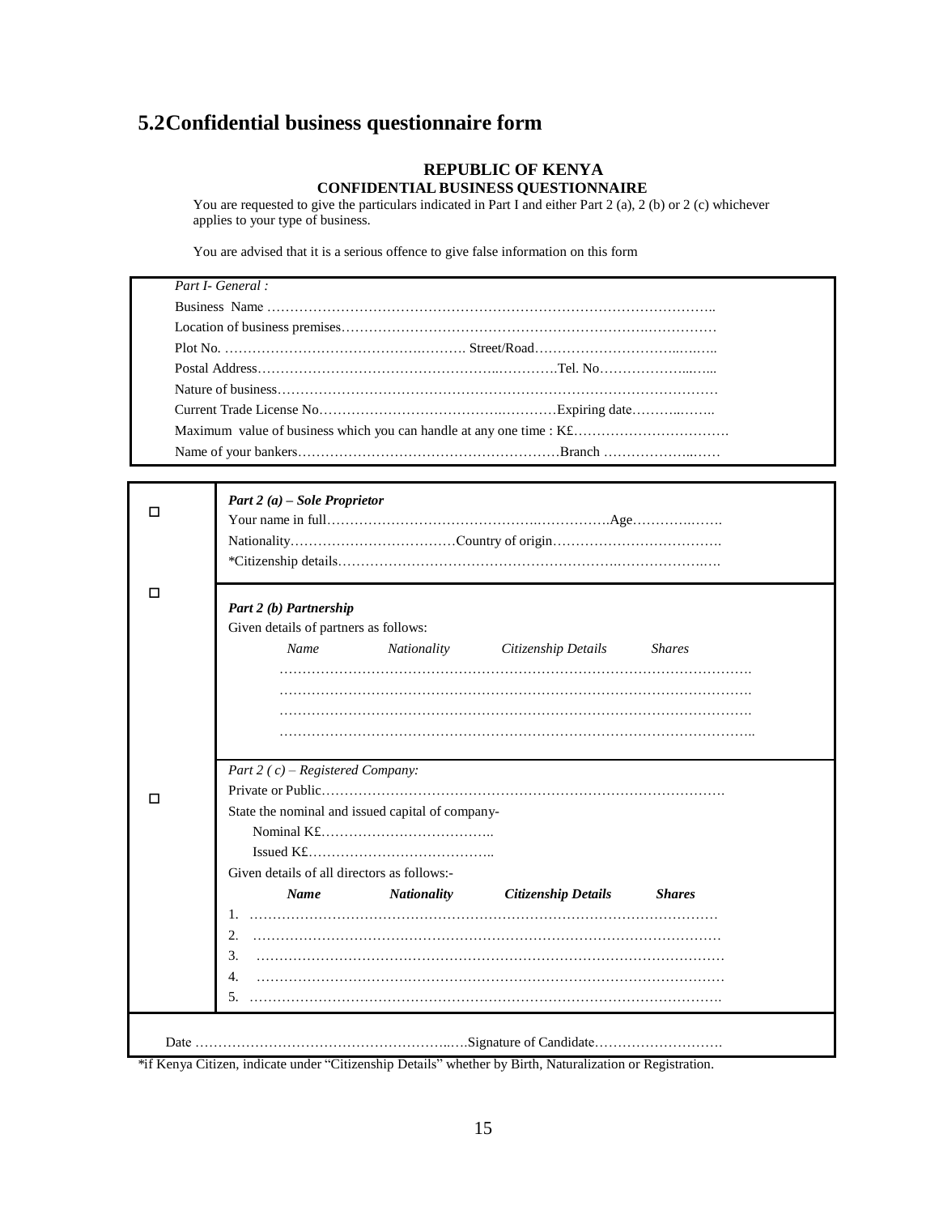## 5.2 Confidential business questionnaire form

**REPUBLIC OF KENYA**

**CONFIDENTIAL BUSINESS QUESTIONNAIRE**

You are requested to give the particulars indicated in Part I and either Part 2 (a), 2 (b) or 2 (c) whichever applies to your type of business.

You are advised that it is a serious offence to give false information on this form

*Part I- General :*

Business Name ……………………………………………………………………………………..

Location of business premises…………………………………………………….……………

Plot No. …………………………………….………. Street/Road…………………………..…..…..

Postal Address……………………………………………..………….Tel. No………………...…...

Nature of business…………………………………………………………………………………

Current Trade License No………………………………….…………Expiring date………..……..

Maximum value of business which you can handle at any one time : K£…………………………….

Name of your bankers…………………………………………………Branch ………………...……

☐ ***Part 2 (a) – Sole Proprietor***

Your name in full………………………………………….…………….Age……….…….

Nationality………………………………Country of origin……………………………….

*Citizenship details……………………………………………………….……………….….

☐ ***Part 2 (b) Partnership***

Given details of partners as follows:

| *Name* | *Nationality* | *Citizenship Details* | *Shares* |
|---|---|---|---|
| ………… | ………… | ………… | ………… |
| ………… | ………… | ………… | ………… |
| ………… | ………… | ………… | ………… |
| ………… | ………… | ………… | ………… |

☐ *Part 2 ( c) – Registered Company:*

Private or Public……………………………………………………………………………….

State the nominal and issued capital of company-

Nominal K£………………………………..

Issued K£…………………………………..

Given details of all directors as follows:-

| | ***Name*** | ***Nationality*** | ***Citizenship Details*** | ***Shares*** |
|---|---|---|---|---|
| 1. | ………… | ………… | ………… | ………… |
| 2. | ………… | ………… | ………… | ………… |
| 3. | ………… | ………… | ………… | ………… |
| 4. | ………… | ………… | ………… | ………… |
| 5. | ………… | ………… | ………… | ………… |

Date …………………………………………………..….Signature of Candidate……………………….

*if Kenya Citizen, indicate under "Citizenship Details" whether by Birth, Naturalization or Registration.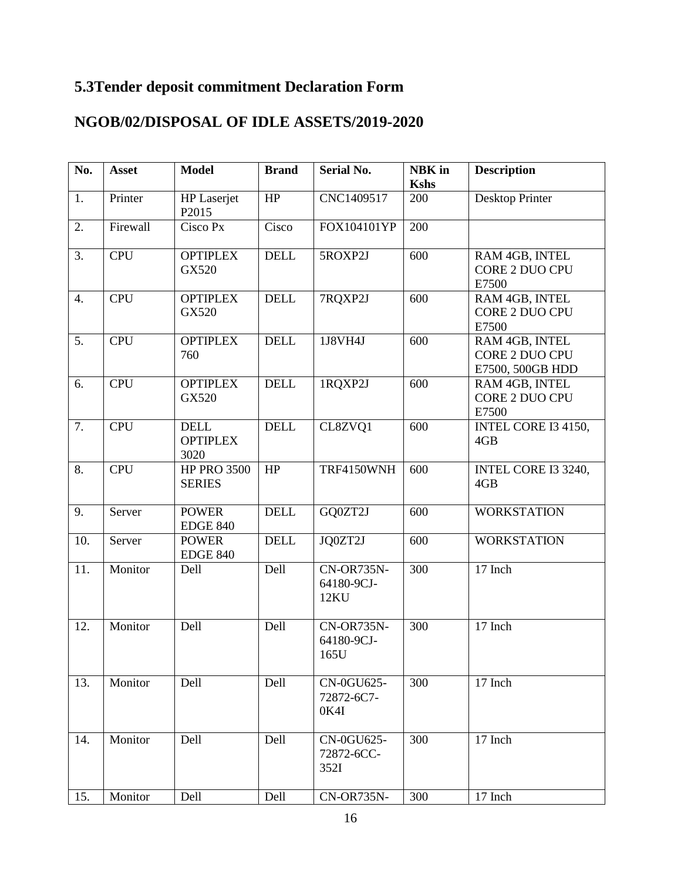## 5.3Tender deposit commitment Declaration Form

## NGOB/02/DISPOSAL OF IDLE ASSETS/2019-2020

| No. | Asset | Model | Brand | Serial No. | NBK in Kshs | Description |
|---|---|---|---|---|---|---|
| 1. | Printer | HP Laserjet P2015 | HP | CNC1409517 | 200 | Desktop Printer |
| 2. | Firewall | Cisco Px | Cisco | FOX104101YP | 200 | |
| 3. | CPU | OPTIPLEX GX520 | DELL | 5ROXP2J | 600 | RAM 4GB, INTEL CORE 2 DUO CPU E7500 |
| 4. | CPU | OPTIPLEX GX520 | DELL | 7RQXP2J | 600 | RAM 4GB, INTEL CORE 2 DUO CPU E7500 |
| 5. | CPU | OPTIPLEX 760 | DELL | 1J8VH4J | 600 | RAM 4GB, INTEL CORE 2 DUO CPU E7500, 500GB HDD |
| 6. | CPU | OPTIPLEX GX520 | DELL | 1RQXP2J | 600 | RAM 4GB, INTEL CORE 2 DUO CPU E7500 |
| 7. | CPU | DELL OPTIPLEX 3020 | DELL | CL8ZVQ1 | 600 | INTEL CORE I3 4150, 4GB |
| 8. | CPU | HP PRO 3500 SERIES | HP | TRF4150WNH | 600 | INTEL CORE I3 3240, 4GB |
| 9. | Server | POWER EDGE 840 | DELL | GQ0ZT2J | 600 | WORKSTATION |
| 10. | Server | POWER EDGE 840 | DELL | JQ0ZT2J | 600 | WORKSTATION |
| 11. | Monitor | Dell | Dell | CN-OR735N-64180-9CJ-12KU | 300 | 17 Inch |
| 12. | Monitor | Dell | Dell | CN-OR735N-64180-9CJ-165U | 300 | 17 Inch |
| 13. | Monitor | Dell | Dell | CN-0GU625-72872-6C7-0K4I | 300 | 17 Inch |
| 14. | Monitor | Dell | Dell | CN-0GU625-72872-6CC-352I | 300 | 17 Inch |
| 15. | Monitor | Dell | Dell | CN-OR735N- | 300 | 17 Inch |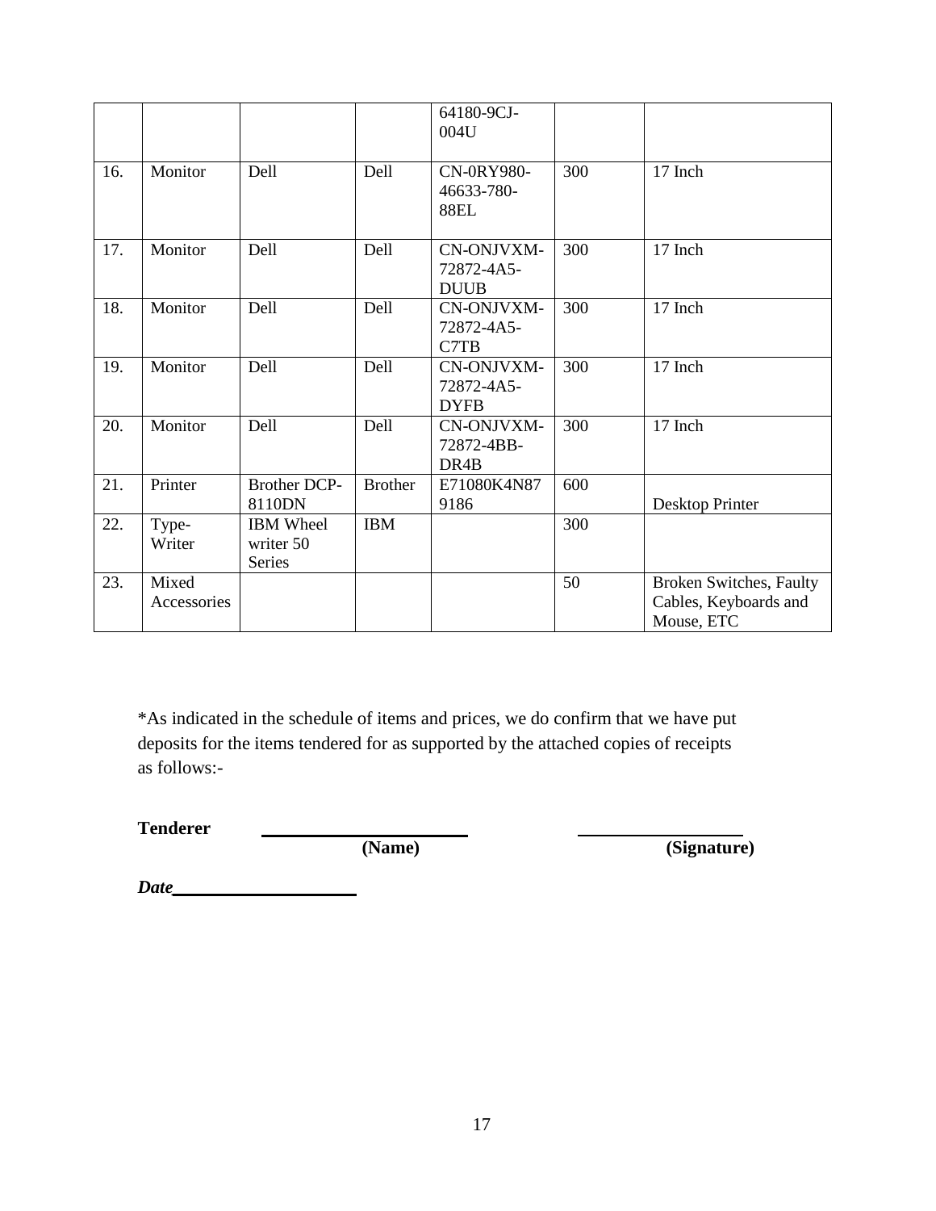| | | | | | | |
|---|---|---|---|---|---|---|
| | | | | 64180-9CJ-004U | | |
| 16. | Monitor | Dell | Dell | CN-0RY980-46633-780-88EL | 300 | 17 Inch |
| 17. | Monitor | Dell | Dell | CN-ONJVXM-72872-4A5-DUUB | 300 | 17 Inch |
| 18. | Monitor | Dell | Dell | CN-ONJVXM-72872-4A5-C7TB | 300 | 17 Inch |
| 19. | Monitor | Dell | Dell | CN-ONJVXM-72872-4A5-DYFB | 300 | 17 Inch |
| 20. | Monitor | Dell | Dell | CN-ONJVXM-72872-4BB-DR4B | 300 | 17 Inch |
| 21. | Printer | Brother DCP-8110DN | Brother | E71080K4N87 9186 | 600 | Desktop Printer |
| 22. | Type-Writer | IBM Wheel writer 50 Series | IBM | | 300 | |
| 23. | Mixed Accessories | | | | 50 | Broken Switches, Faulty Cables, Keyboards and Mouse, ETC |

*As indicated in the schedule of items and prices, we do confirm that we have put deposits for the items tendered for as supported by the attached copies of receipts as follows:-

**Tenderer** \_\_\_\_\_\_\_\_\_\_\_\_\_\_\_\_\_\_\_\_\_\_ \_\_\_\_\_\_\_\_\_\_\_\_\_\_\_\_\_\_\_\_
**(Name)** **(Signature)**

***Date***\_\_\_\_\_\_\_\_\_\_\_\_\_\_\_\_\_\_\_\_